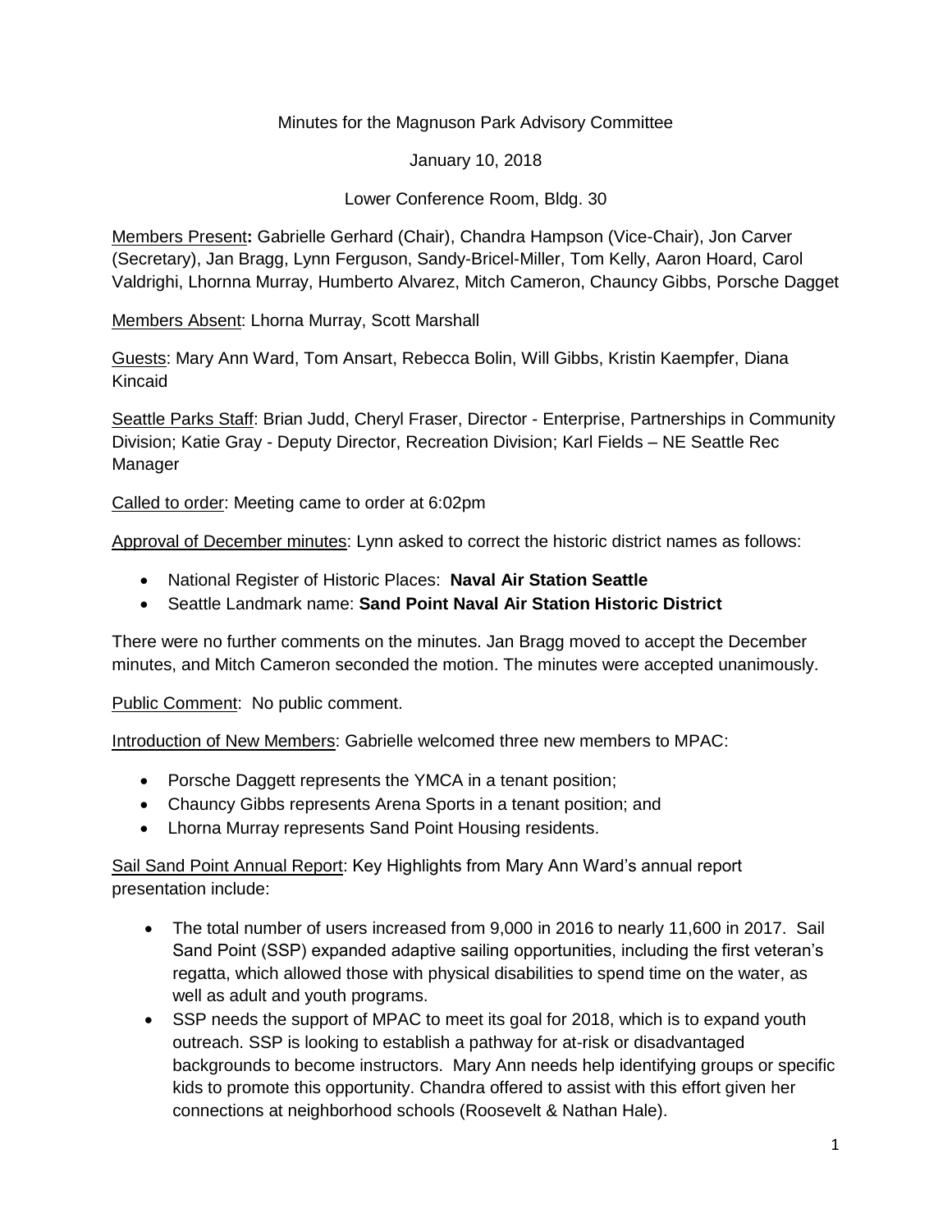Minutes for the Magnuson Park Advisory Committee

January 10, 2018

Lower Conference Room, Bldg. 30

Members Present**:** Gabrielle Gerhard (Chair), Chandra Hampson (Vice-Chair), Jon Carver (Secretary), Jan Bragg, Lynn Ferguson, Sandy-Bricel-Miller, Tom Kelly, Aaron Hoard, Carol Valdrighi, Lhornna Murray, Humberto Alvarez, Mitch Cameron, Chauncy Gibbs, Porsche Dagget

Members Absent: Lhorna Murray, Scott Marshall

Guests: Mary Ann Ward, Tom Ansart, Rebecca Bolin, Will Gibbs, Kristin Kaempfer, Diana Kincaid

Seattle Parks Staff: Brian Judd, Cheryl Fraser, Director - Enterprise, Partnerships in Community Division; Katie Gray - Deputy Director, Recreation Division; Karl Fields – NE Seattle Rec Manager

Called to order: Meeting came to order at 6:02pm

Approval of December minutes: Lynn asked to correct the historic district names as follows:

- National Register of Historic Places: **Naval Air Station Seattle**
- Seattle Landmark name: **Sand Point Naval Air Station Historic District**

There were no further comments on the minutes. Jan Bragg moved to accept the December minutes, and Mitch Cameron seconded the motion. The minutes were accepted unanimously.

Public Comment: No public comment.

Introduction of New Members: Gabrielle welcomed three new members to MPAC:

- Porsche Daggett represents the YMCA in a tenant position;
- Chauncy Gibbs represents Arena Sports in a tenant position; and
- Lhorna Murray represents Sand Point Housing residents.

Sail Sand Point Annual Report: Key Highlights from Mary Ann Ward's annual report presentation include:

- The total number of users increased from 9,000 in 2016 to nearly 11,600 in 2017. Sail Sand Point (SSP) expanded adaptive sailing opportunities, including the first veteran's regatta, which allowed those with physical disabilities to spend time on the water, as well as adult and youth programs.
- SSP needs the support of MPAC to meet its goal for 2018, which is to expand youth outreach. SSP is looking to establish a pathway for at-risk or disadvantaged backgrounds to become instructors. Mary Ann needs help identifying groups or specific kids to promote this opportunity. Chandra offered to assist with this effort given her connections at neighborhood schools (Roosevelt & Nathan Hale).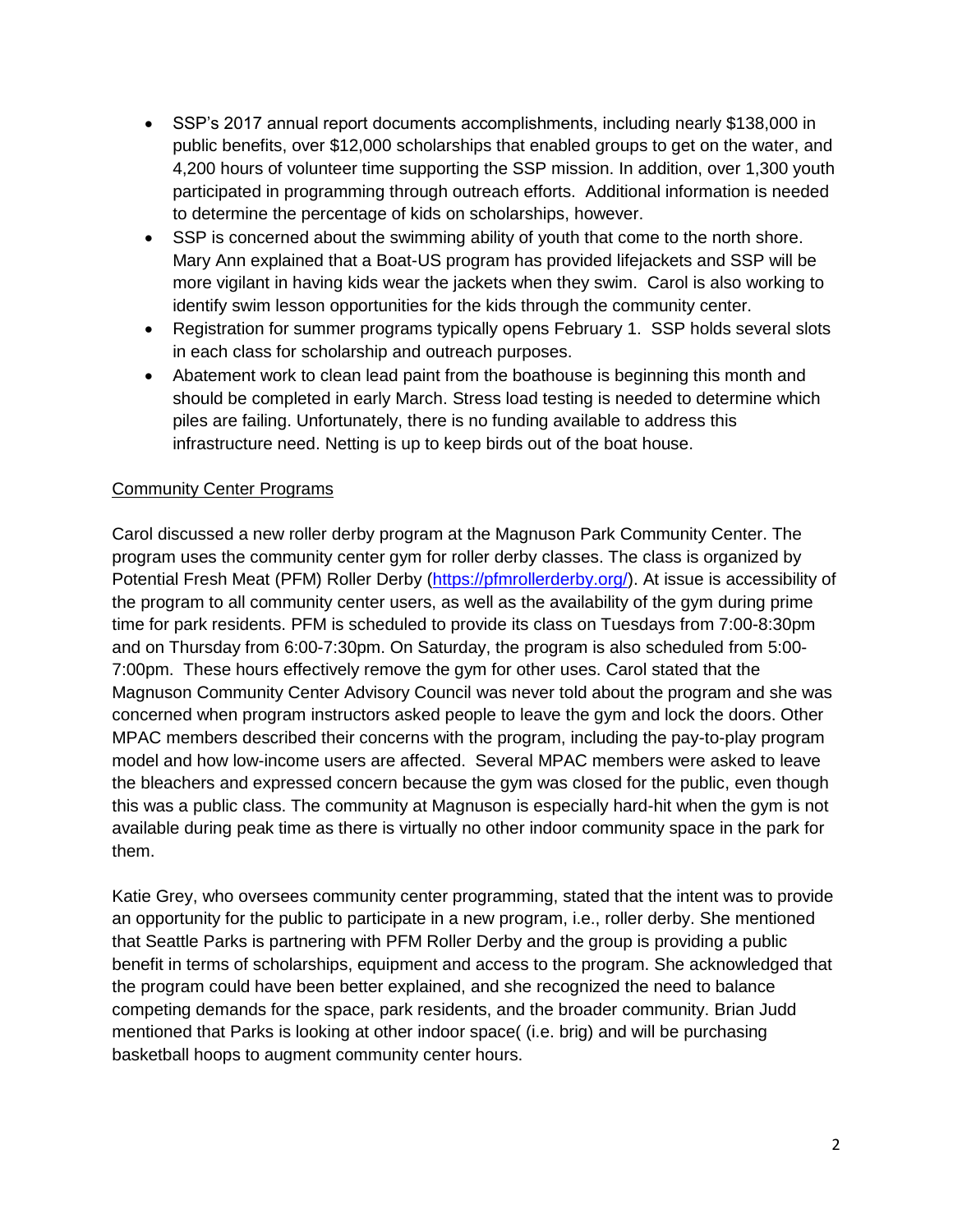- SSP's 2017 annual report documents accomplishments, including nearly $138,000 in public benefits, over $12,000 scholarships that enabled groups to get on the water, and 4,200 hours of volunteer time supporting the SSP mission. In addition, over 1,300 youth participated in programming through outreach efforts. Additional information is needed to determine the percentage of kids on scholarships, however.
- SSP is concerned about the swimming ability of youth that come to the north shore. Mary Ann explained that a Boat-US program has provided lifejackets and SSP will be more vigilant in having kids wear the jackets when they swim. Carol is also working to identify swim lesson opportunities for the kids through the community center.
- Registration for summer programs typically opens February 1. SSP holds several slots in each class for scholarship and outreach purposes.
- Abatement work to clean lead paint from the boathouse is beginning this month and should be completed in early March. Stress load testing is needed to determine which piles are failing. Unfortunately, there is no funding available to address this infrastructure need. Netting is up to keep birds out of the boat house.

<u>Community Center Programs</u>

Carol discussed a new roller derby program at the Magnuson Park Community Center. The program uses the community center gym for roller derby classes. The class is organized by Potential Fresh Meat (PFM) Roller Derby (https://pfmrollerderby.org/). At issue is accessibility of the program to all community center users, as well as the availability of the gym during prime time for park residents. PFM is scheduled to provide its class on Tuesdays from 7:00-8:30pm and on Thursday from 6:00-7:30pm. On Saturday, the program is also scheduled from 5:00-7:00pm. These hours effectively remove the gym for other uses. Carol stated that the Magnuson Community Center Advisory Council was never told about the program and she was concerned when program instructors asked people to leave the gym and lock the doors. Other MPAC members described their concerns with the program, including the pay-to-play program model and how low-income users are affected. Several MPAC members were asked to leave the bleachers and expressed concern because the gym was closed for the public, even though this was a public class. The community at Magnuson is especially hard-hit when the gym is not available during peak time as there is virtually no other indoor community space in the park for them.

Katie Grey, who oversees community center programming, stated that the intent was to provide an opportunity for the public to participate in a new program, i.e., roller derby. She mentioned that Seattle Parks is partnering with PFM Roller Derby and the group is providing a public benefit in terms of scholarships, equipment and access to the program. She acknowledged that the program could have been better explained, and she recognized the need to balance competing demands for the space, park residents, and the broader community. Brian Judd mentioned that Parks is looking at other indoor space( (i.e. brig) and will be purchasing basketball hoops to augment community center hours.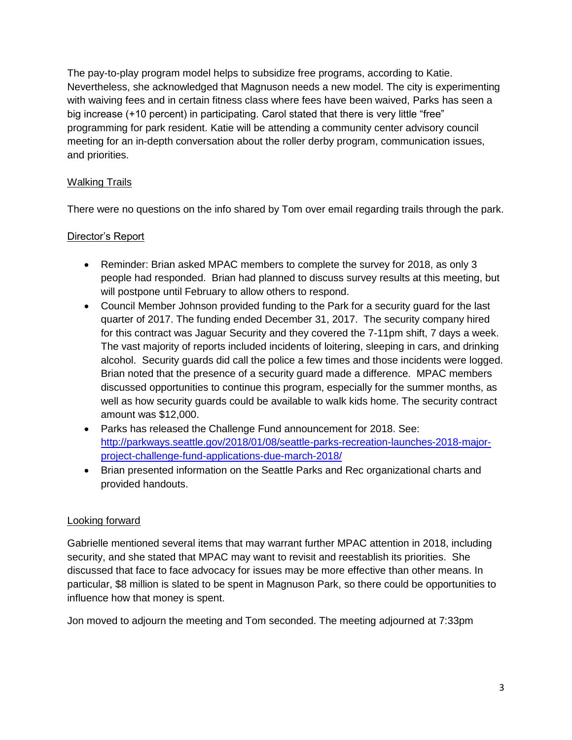The pay-to-play program model helps to subsidize free programs, according to Katie. Nevertheless, she acknowledged that Magnuson needs a new model. The city is experimenting with waiving fees and in certain fitness class where fees have been waived, Parks has seen a big increase (+10 percent) in participating. Carol stated that there is very little "free" programming for park resident. Katie will be attending a community center advisory council meeting for an in-depth conversation about the roller derby program, communication issues, and priorities.

<u>Walking Trails</u>

There were no questions on the info shared by Tom over email regarding trails through the park.

<u>Director's Report</u>

- Reminder: Brian asked MPAC members to complete the survey for 2018, as only 3 people had responded. Brian had planned to discuss survey results at this meeting, but will postpone until February to allow others to respond.
- Council Member Johnson provided funding to the Park for a security guard for the last quarter of 2017. The funding ended December 31, 2017. The security company hired for this contract was Jaguar Security and they covered the 7-11pm shift, 7 days a week. The vast majority of reports included incidents of loitering, sleeping in cars, and drinking alcohol. Security guards did call the police a few times and those incidents were logged. Brian noted that the presence of a security guard made a difference. MPAC members discussed opportunities to continue this program, especially for the summer months, as well as how security guards could be available to walk kids home. The security contract amount was $12,000.
- Parks has released the Challenge Fund announcement for 2018. See: [http://parkways.seattle.gov/2018/01/08/seattle-parks-recreation-launches-2018-major-project-challenge-fund-applications-due-march-2018/](http://parkways.seattle.gov/2018/01/08/seattle-parks-recreation-launches-2018-major-project-challenge-fund-applications-due-march-2018/)
- Brian presented information on the Seattle Parks and Rec organizational charts and provided handouts.

<u>Looking forward</u>

Gabrielle mentioned several items that may warrant further MPAC attention in 2018, including security, and she stated that MPAC may want to revisit and reestablish its priorities. She discussed that face to face advocacy for issues may be more effective than other means. In particular, $8 million is slated to be spent in Magnuson Park, so there could be opportunities to influence how that money is spent.

Jon moved to adjourn the meeting and Tom seconded. The meeting adjourned at 7:33pm